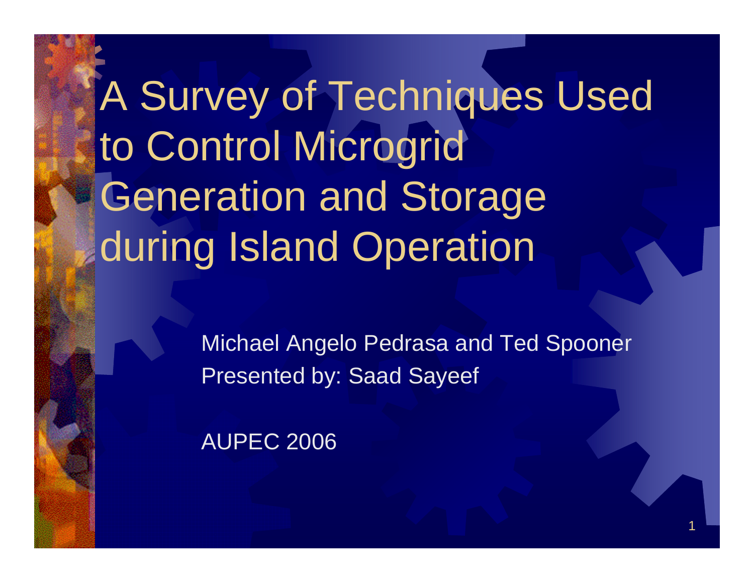# A Survey of Techniques Used to Control Microgrid Generation and Storage during Island Operation

Michael Angelo Pedrasa and Ted Spooner

Presented by: Saad Sayeef

AUPEC 2006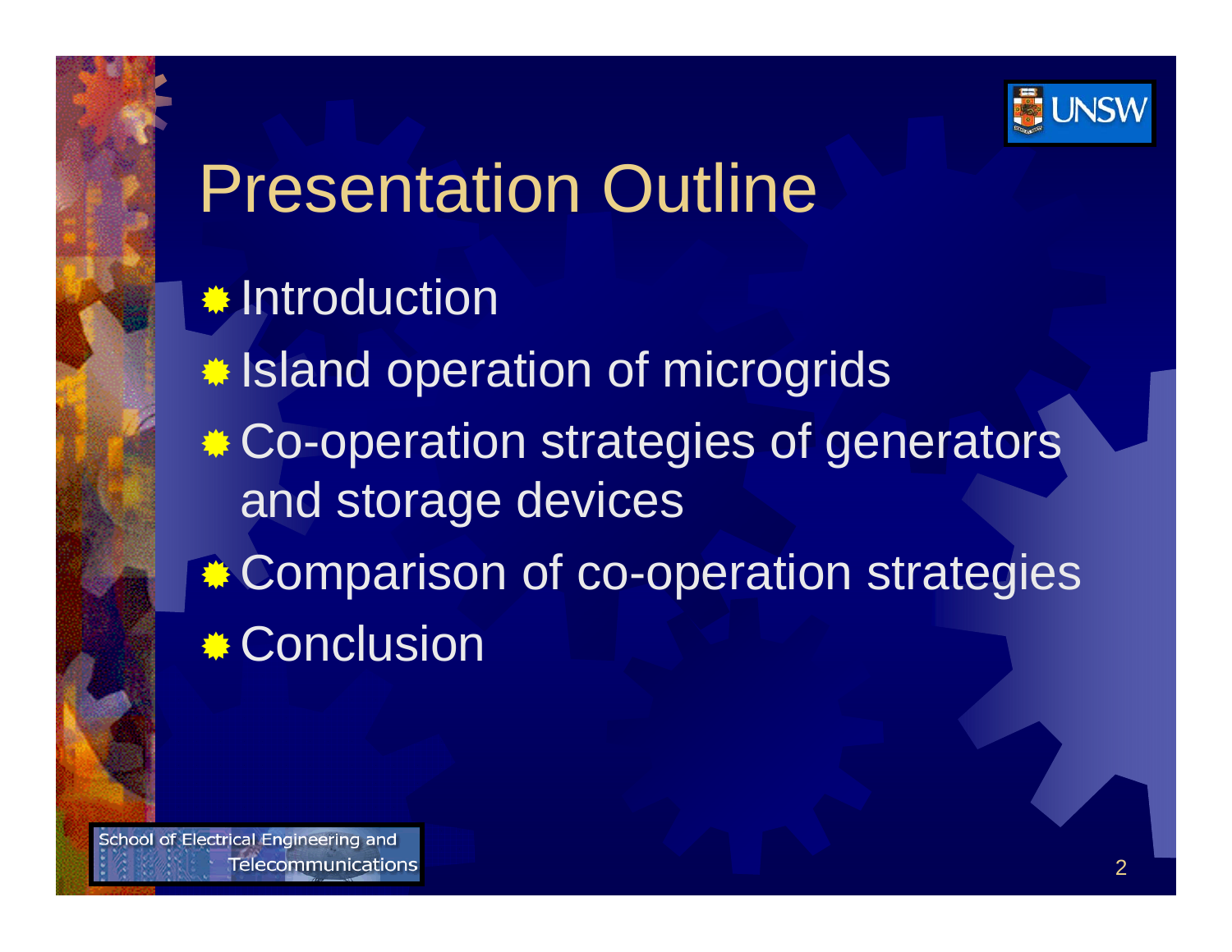# Presentation Outline

- Introduction
- Island operation of microgrids
- Co-operation strategies of generators and storage devices
- Comparison of co-operation strategies
- Conclusion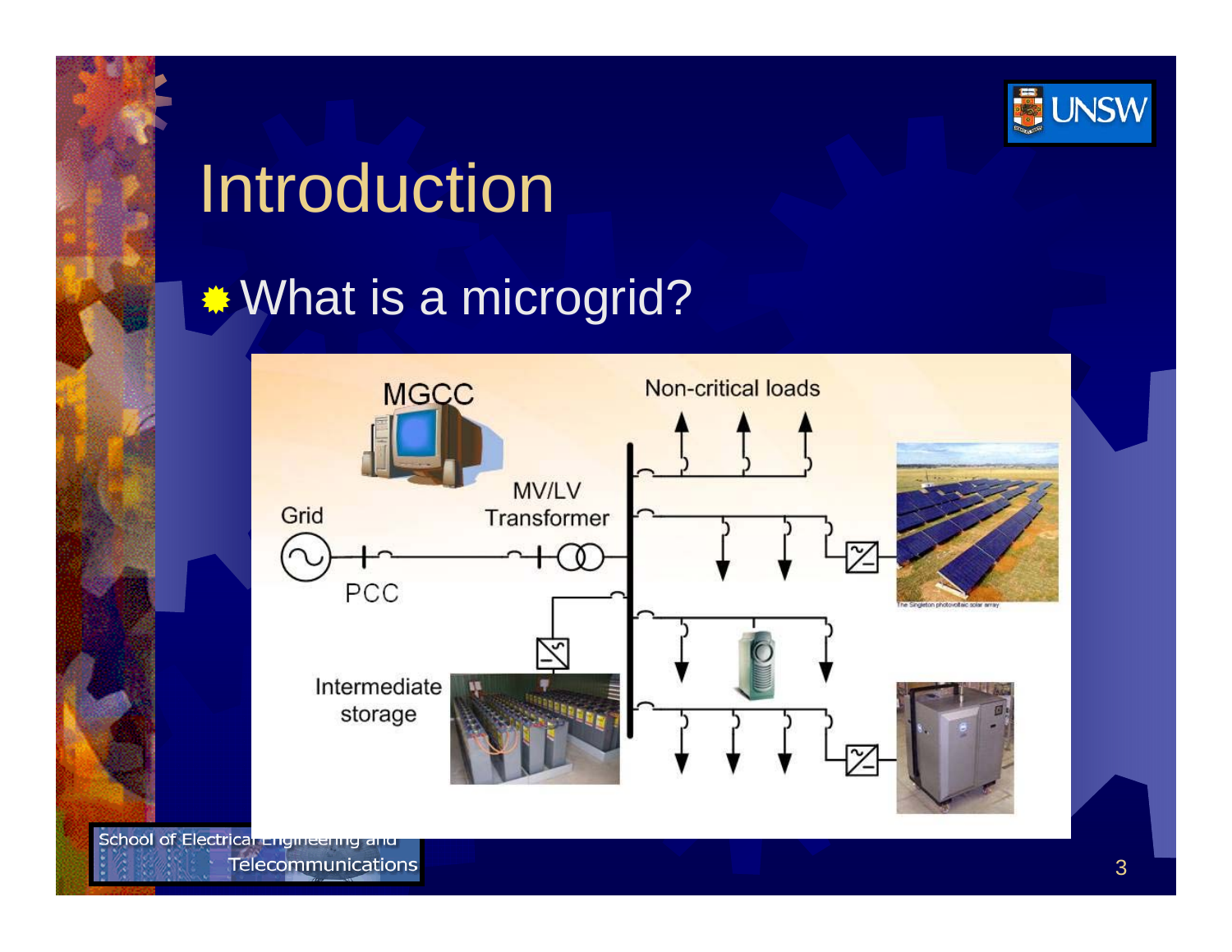# Introduction

- What is a microgrid?

MGCC

Non-critical loads

Grid

MV/LV Transformer

PCC

Intermediate storage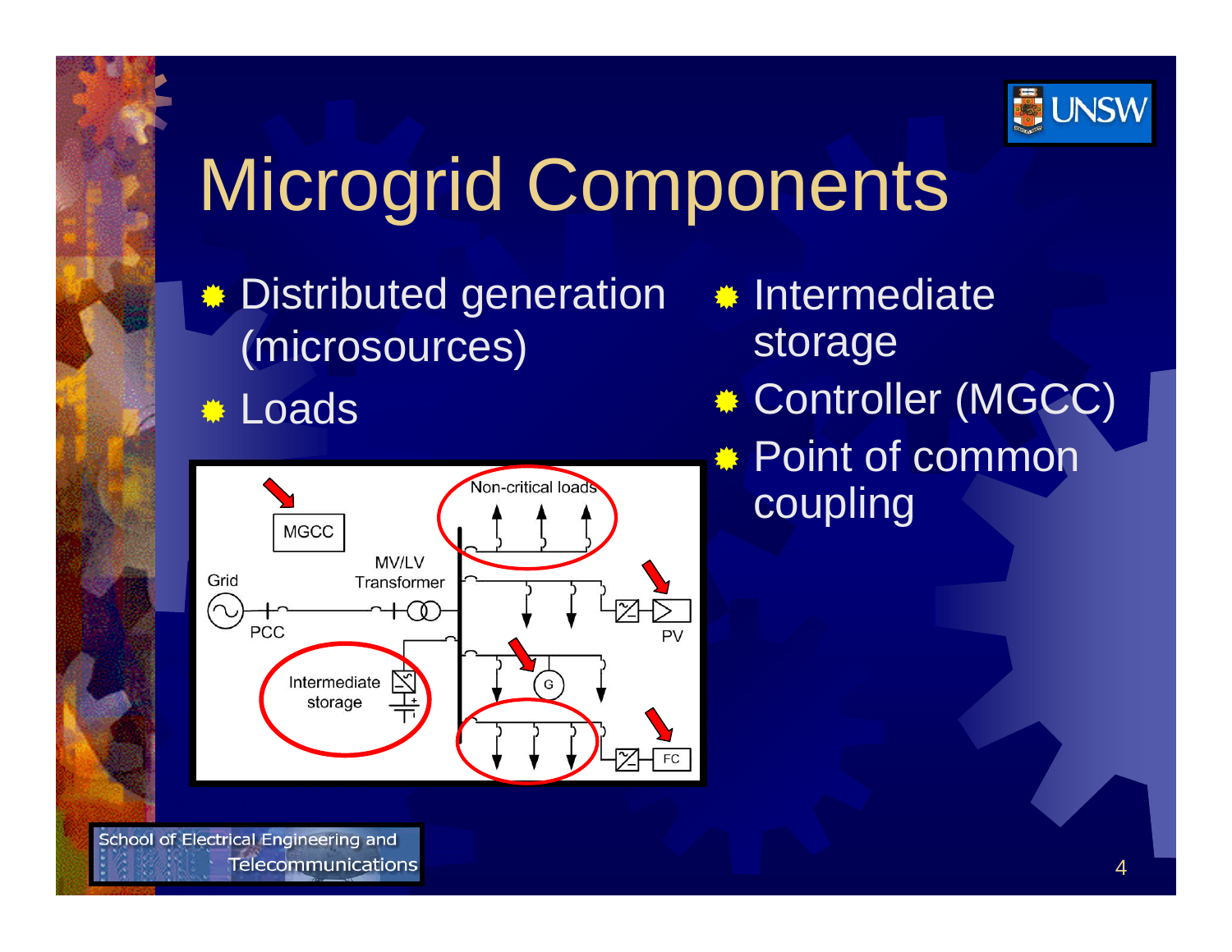# Microgrid Components

- Distributed generation (microsources)
- Loads
- Intermediate storage
- Controller (MGCC)
- Point of common coupling

MGCC

Non-critical loads

Grid

MV/LV Transformer

PCC

PV

Intermediate storage

G

FC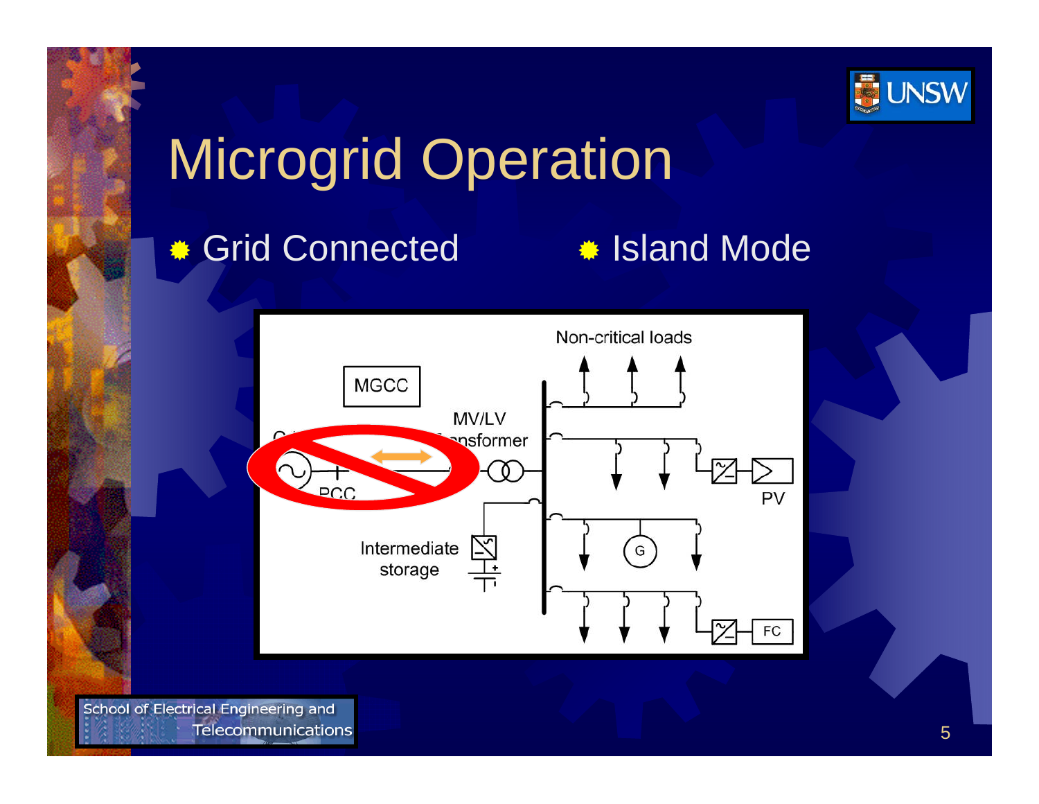# Microgrid Operation

- Grid Connected
- Island Mode

Non-critical loads

MGCC

MV/LV Transformer

PCC

PV

Intermediate storage

G

FC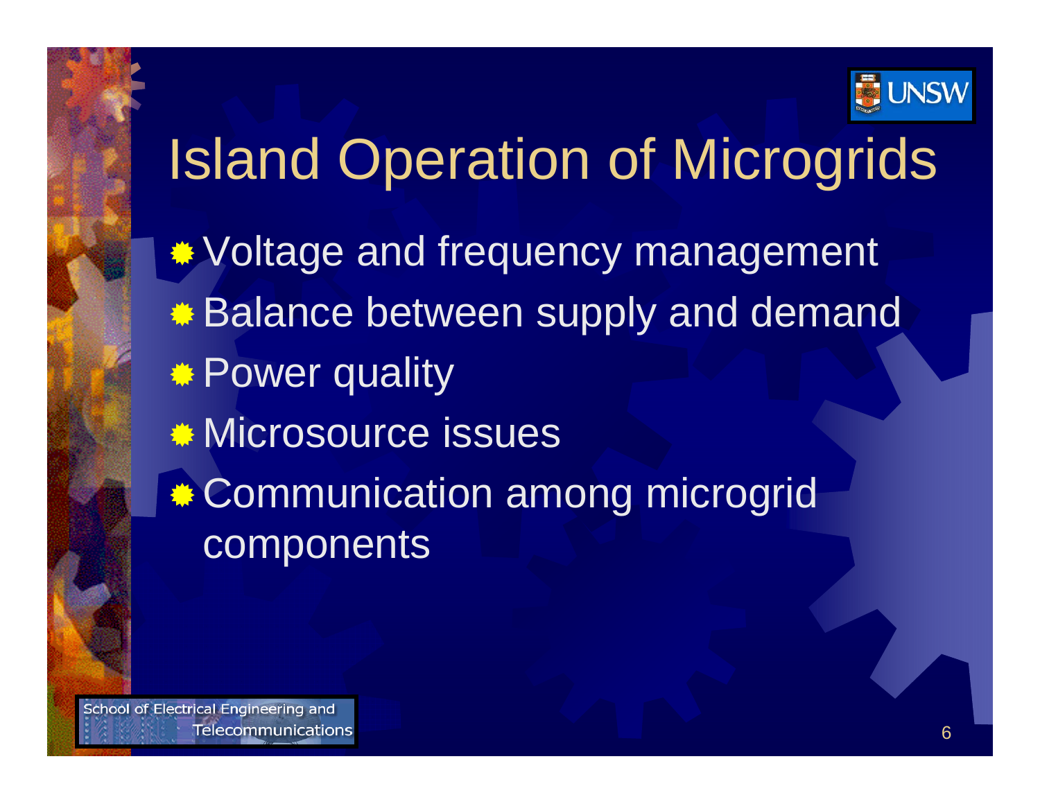# Island Operation of Microgrids

- Voltage and frequency management
- Balance between supply and demand
- Power quality
- Microsource issues
- Communication among microgrid components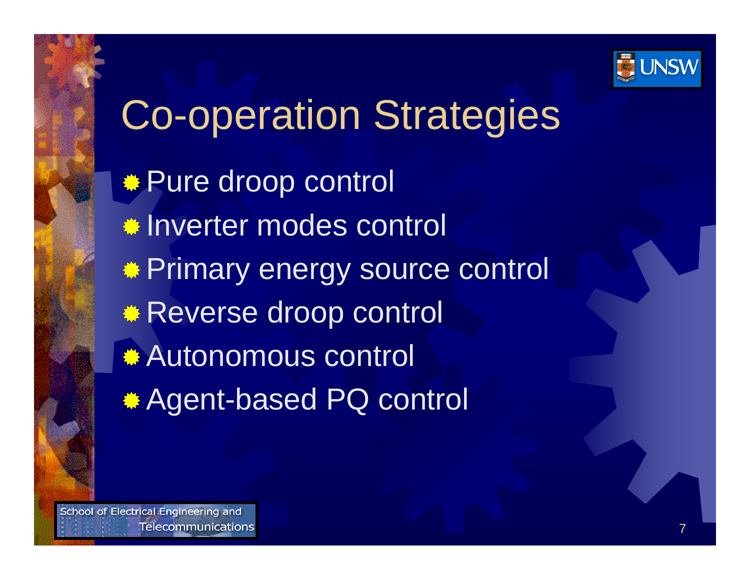# Co-operation Strategies

- Pure droop control
- Inverter modes control
- Primary energy source control
- Reverse droop control
- Autonomous control
- Agent-based PQ control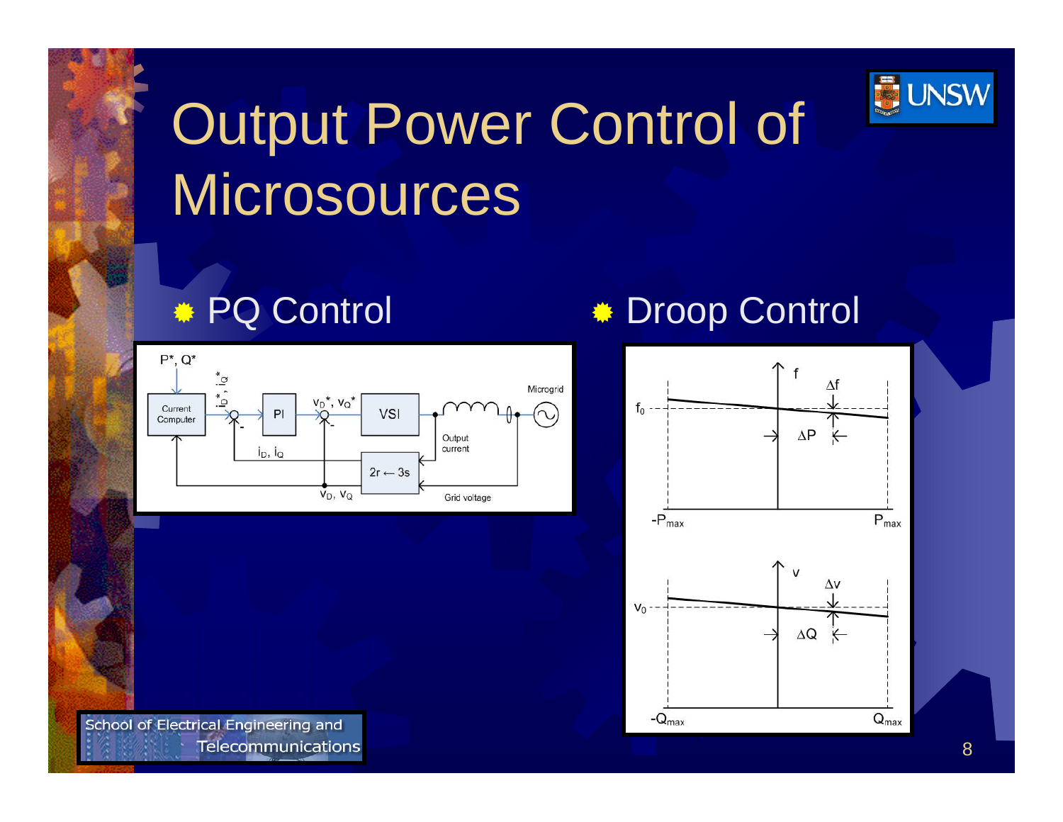# Output Power Control of Microsources

- PQ Control
- Droop Control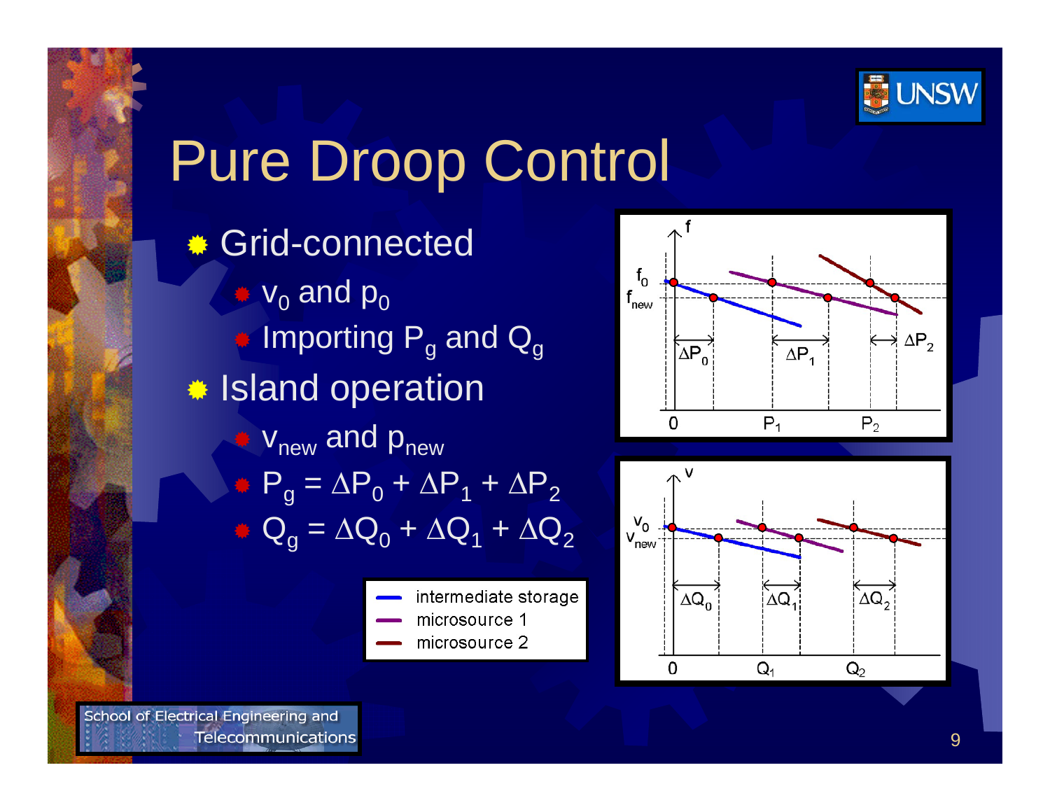# Pure Droop Control

- Grid-connected
  - $v_0$ and $p_0$
  - Importing $P_g$ and $Q_g$
- Island operation
  - $v_{new}$ and $p_{new}$
  - $P_g = \Delta P_0 + \Delta P_1 + \Delta P_2$
  - $Q_g = \Delta Q_0 + \Delta Q_1 + \Delta Q_2$

Legend: intermediate storage, microsource 1, microsource 2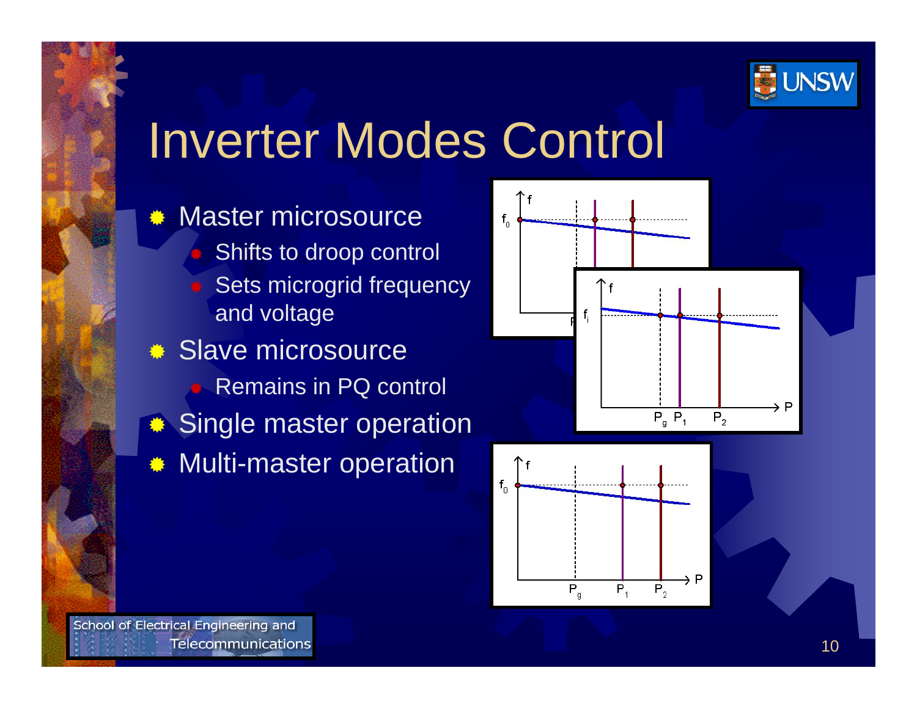# Inverter Modes Control

- Master microsource
  - Shifts to droop control
  - Sets microgrid frequency and voltage
- Slave microsource
  - Remains in PQ control
- Single master operation
- Multi-master operation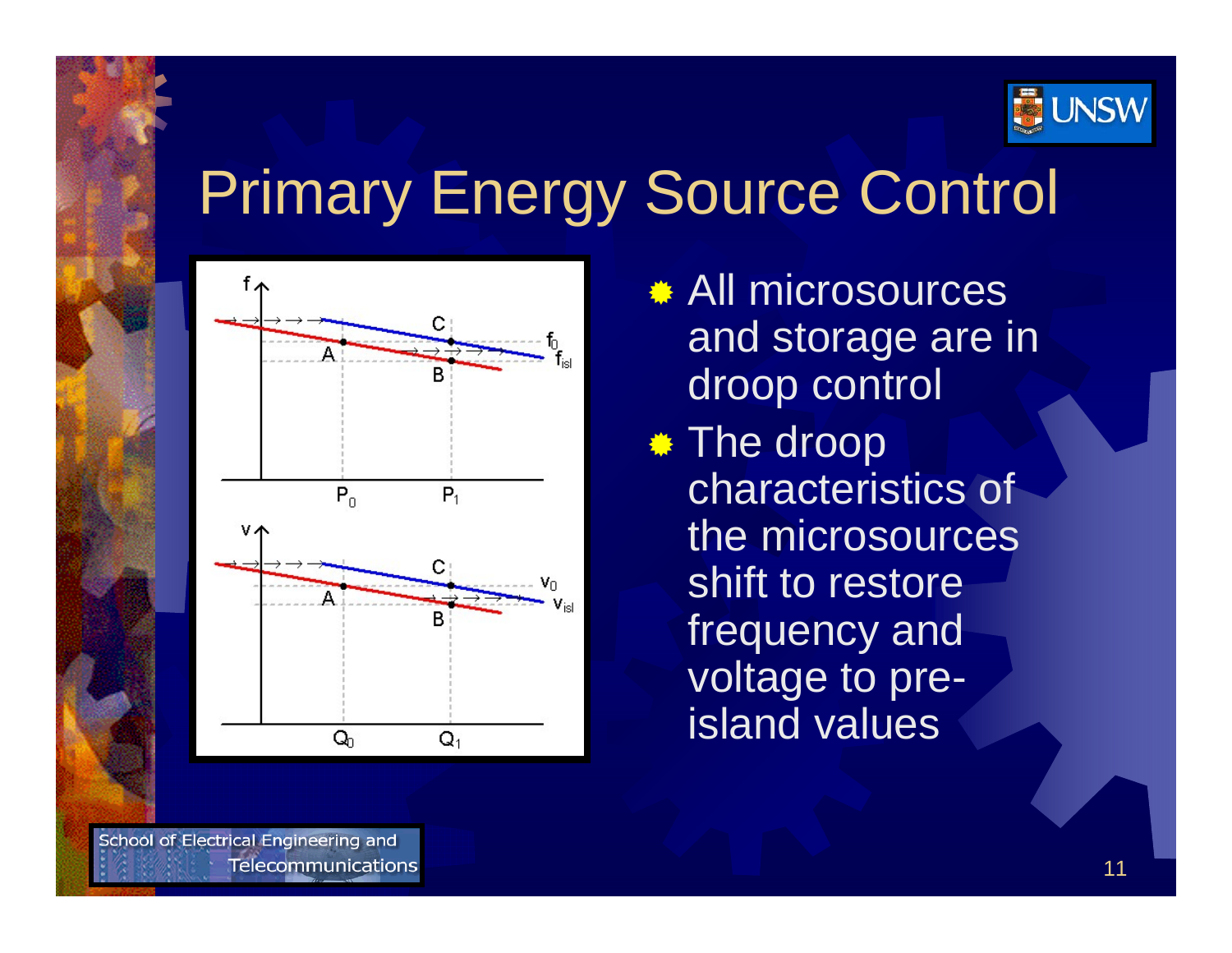# Primary Energy Source Control

- All microsources and storage are in droop control
- The droop characteristics of the microsources shift to restore frequency and voltage to pre-island values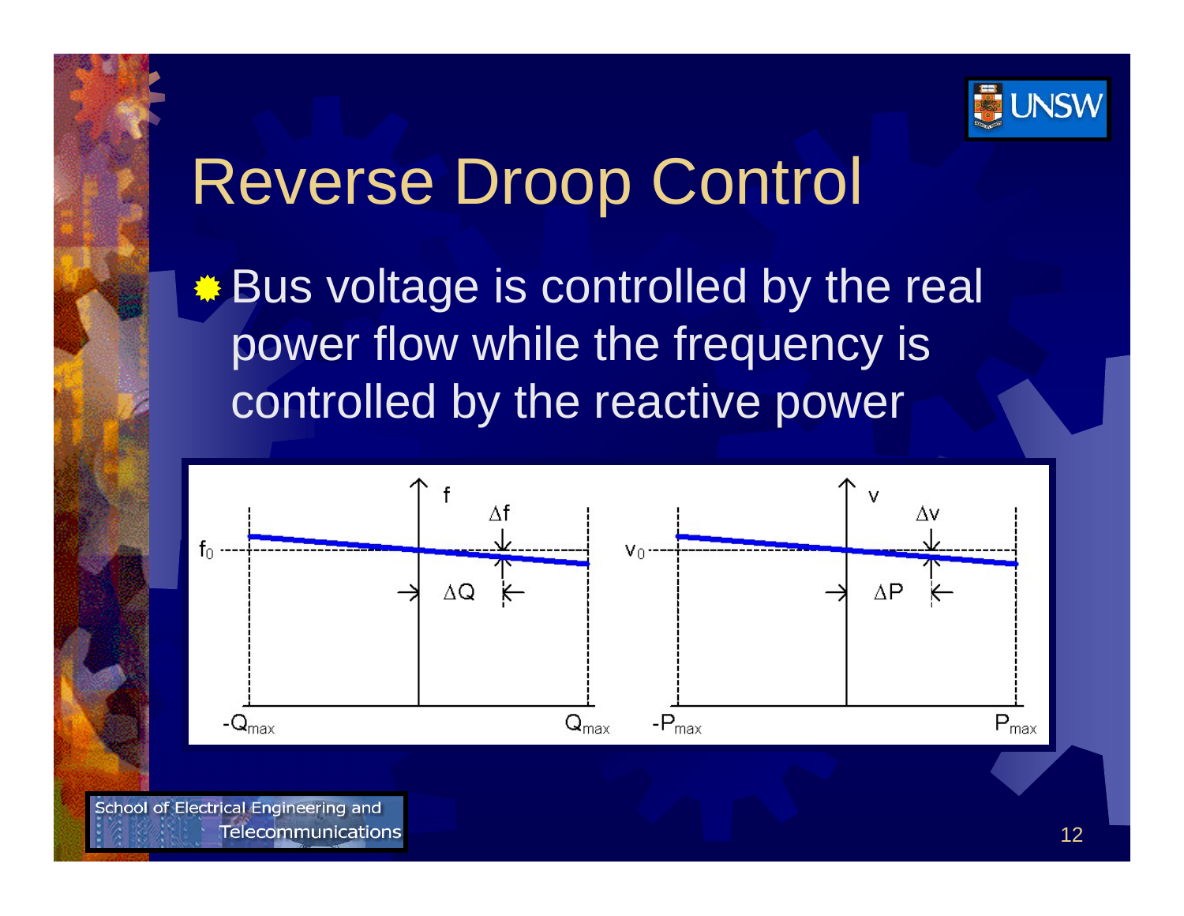# Reverse Droop Control

- Bus voltage is controlled by the real power flow while the frequency is controlled by the reactive power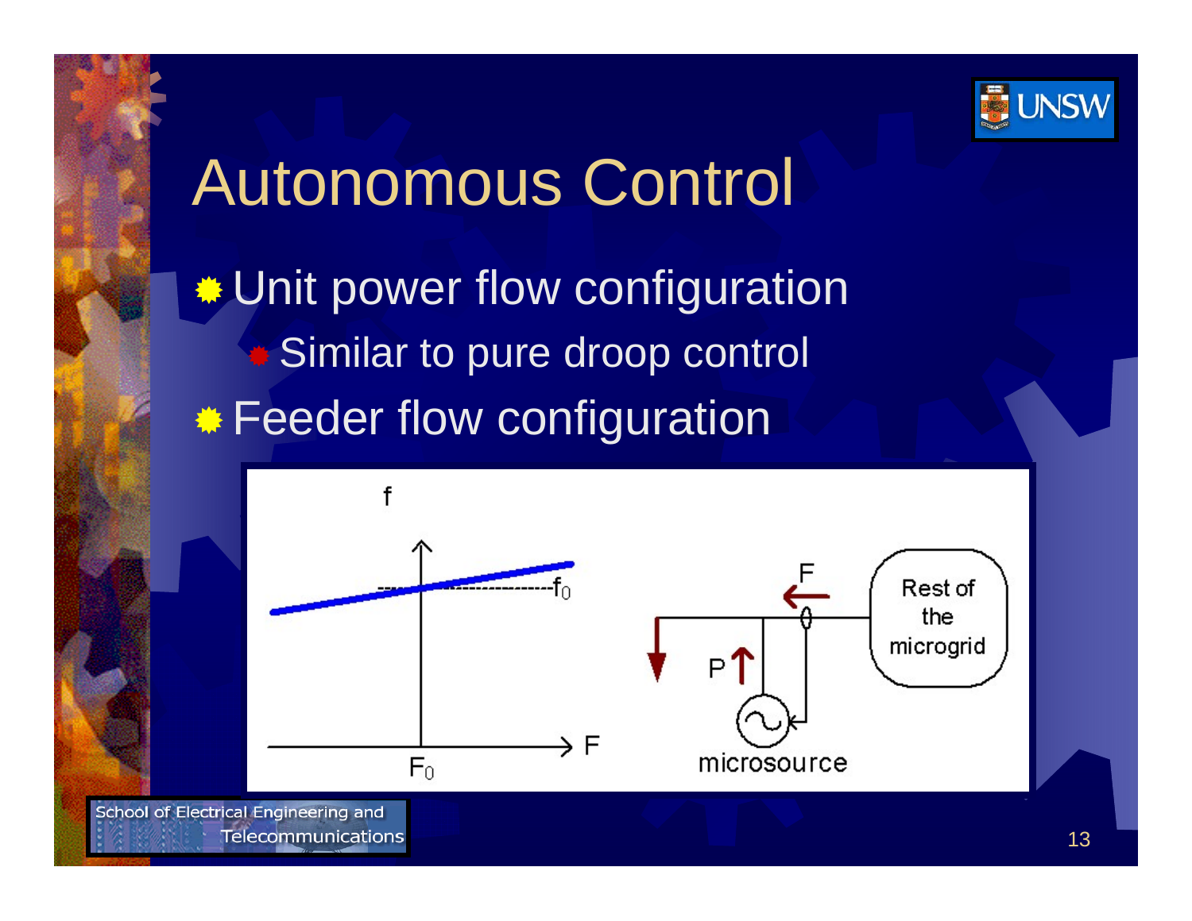# Autonomous Control

- Unit power flow configuration
  - Similar to pure droop control
- Feeder flow configuration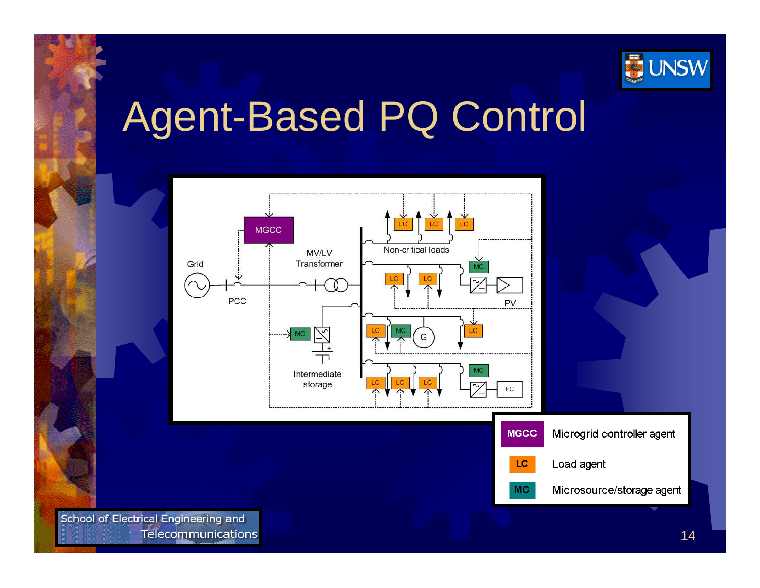# Agent-Based PQ Control

| MGCC | Microgrid controller agent |
| --- | --- |
| LC | Load agent |
| MC | Microsource/storage agent |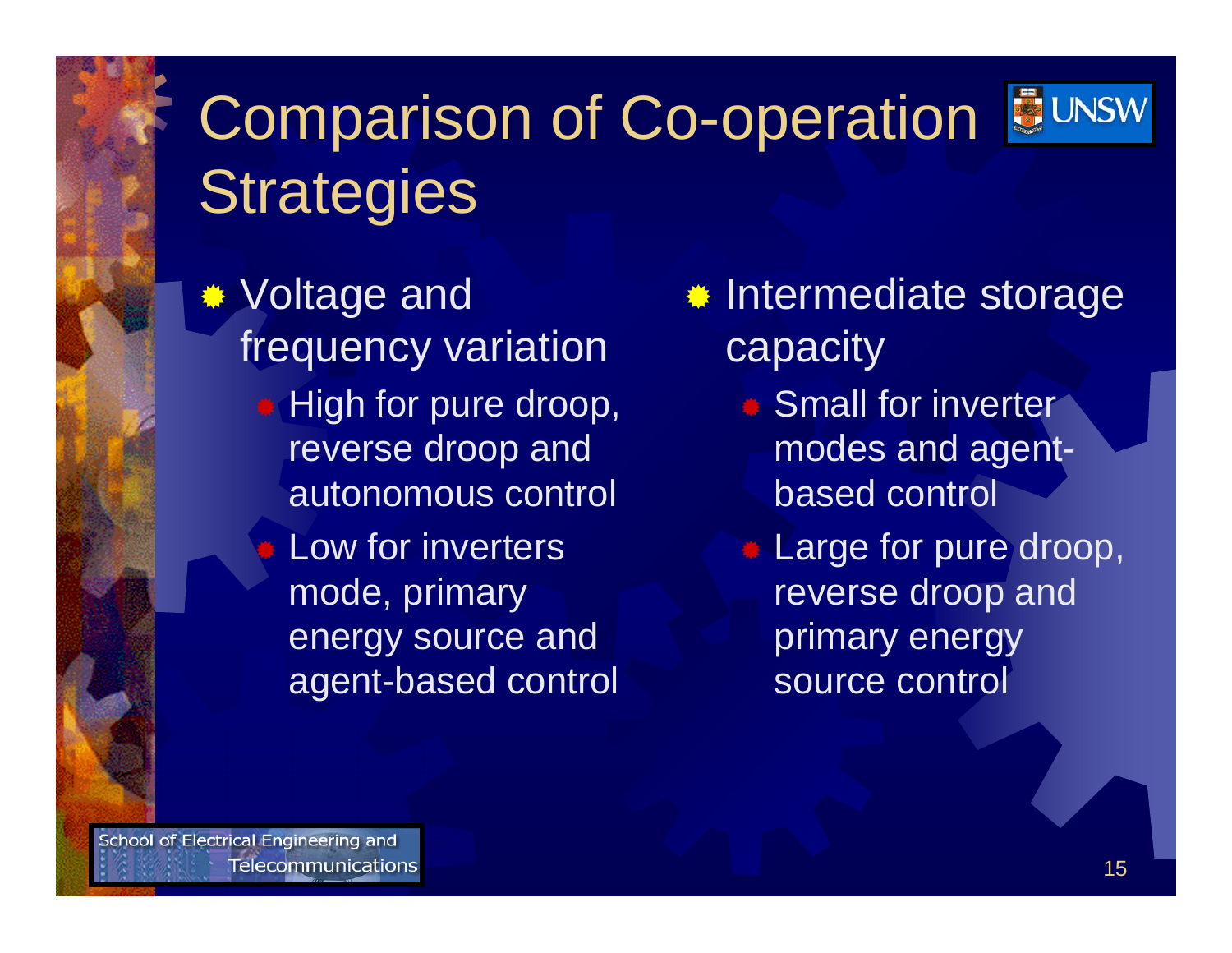# Comparison of Co-operation Strategies

- Voltage and frequency variation
  - High for pure droop, reverse droop and autonomous control
  - Low for inverters mode, primary energy source and agent-based control
- Intermediate storage capacity
  - Small for inverter modes and agent-based control
  - Large for pure droop, reverse droop and primary energy source control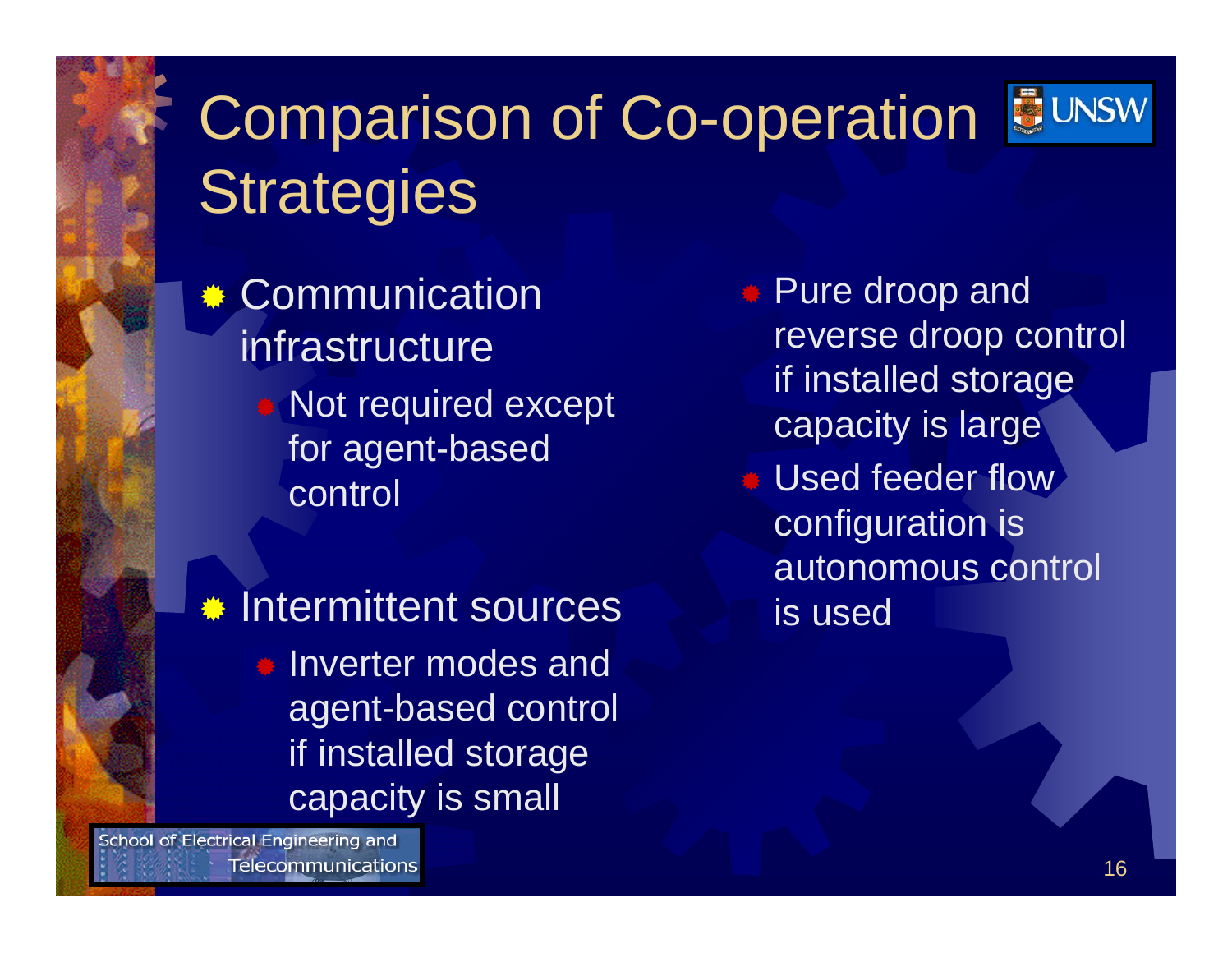# Comparison of Co-operation Strategies

- Communication infrastructure
  - Not required except for agent-based control
- Intermittent sources
  - Inverter modes and agent-based control if installed storage capacity is small
  - Pure droop and reverse droop control if installed storage capacity is large
  - Used feeder flow configuration is autonomous control is used

School of Electrical Engineering and Telecommunications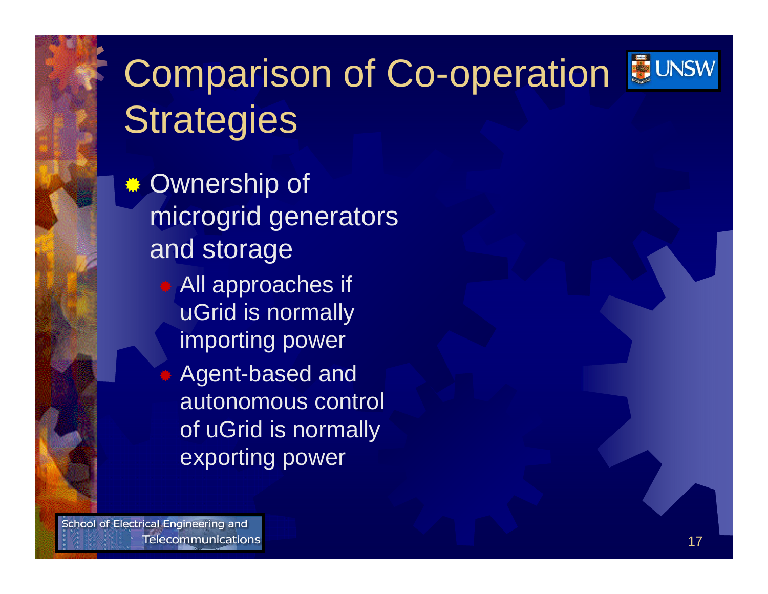# Comparison of Co-operation Strategies

- Ownership of microgrid generators and storage
  - All approaches if uGrid is normally importing power
  - Agent-based and autonomous control of uGrid is normally exporting power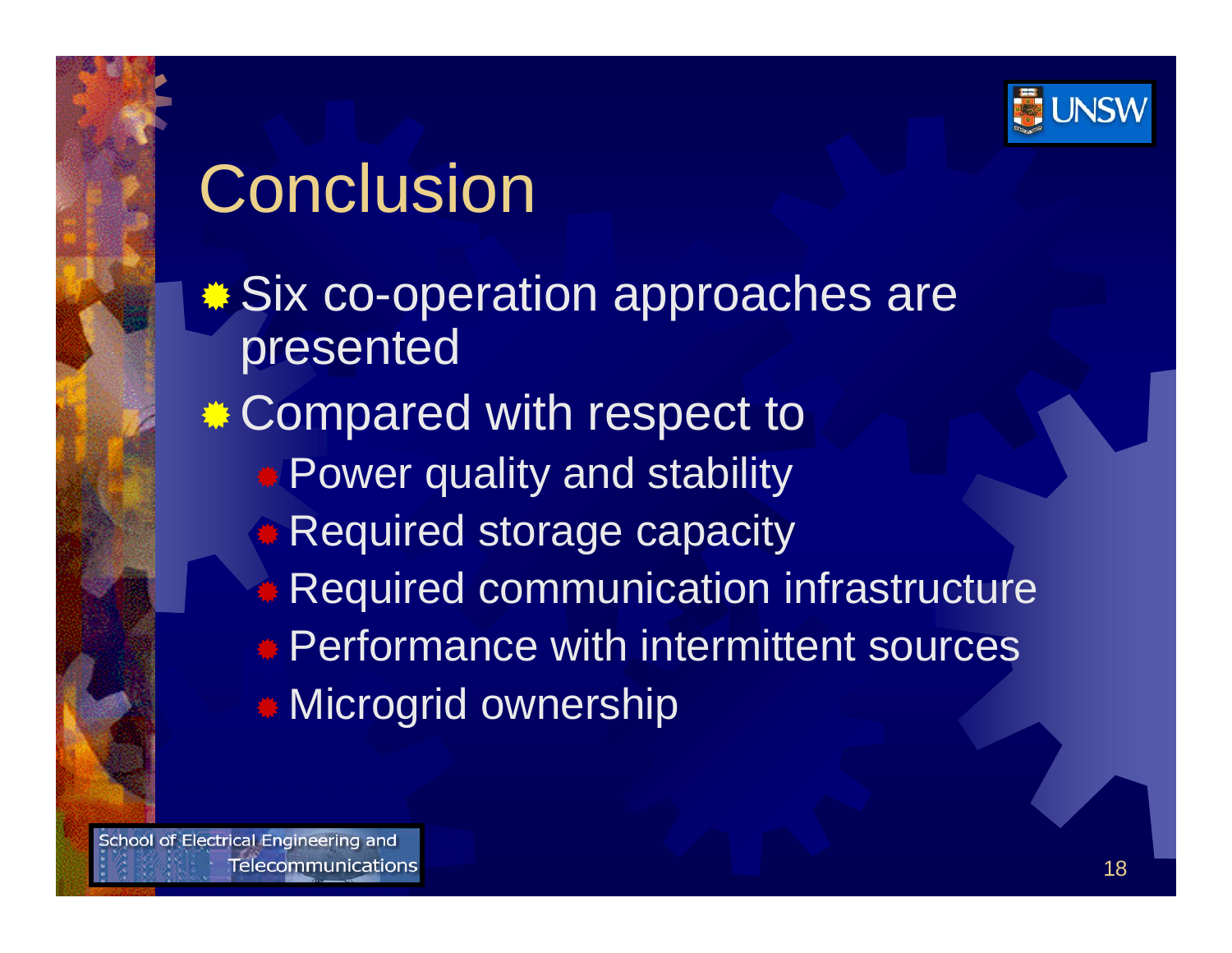# Conclusion

- Six co-operation approaches are presented
- Compared with respect to
  - Power quality and stability
  - Required storage capacity
  - Required communication infrastructure
  - Performance with intermittent sources
  - Microgrid ownership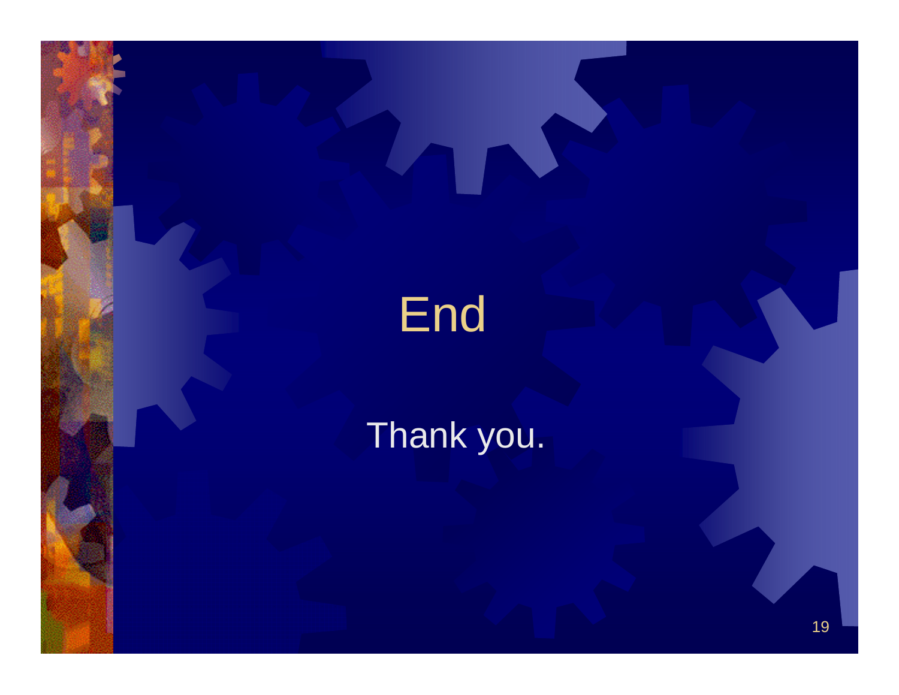# End

Thank you.